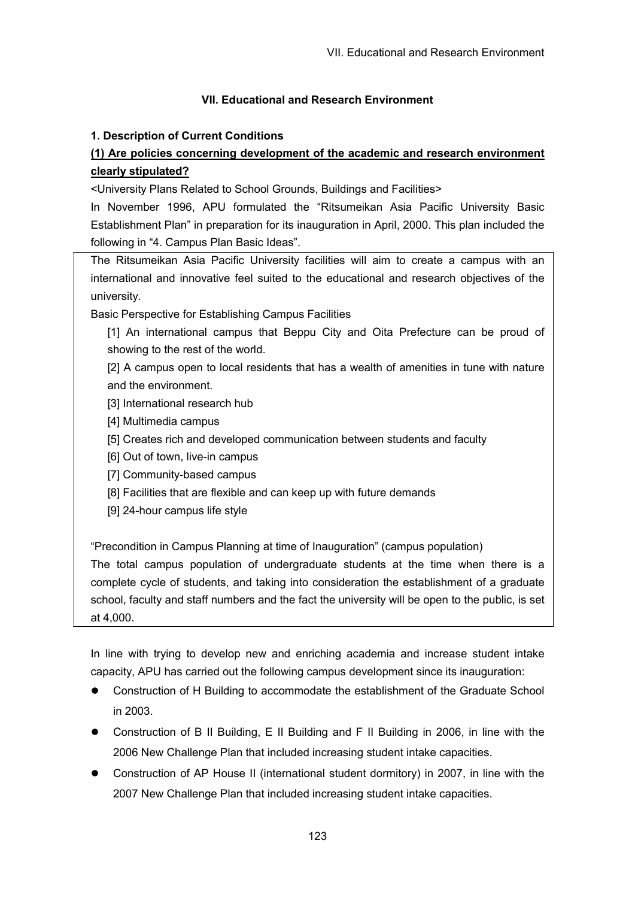# VII. Educational and Research Environment

## 1. Description of Current Conditions

### (1) Are policies concerning development of the academic and research environment clearly stipulated?

<University Plans Related to School Grounds, Buildings and Facilities>

In November 1996, APU formulated the "Ritsumeikan Asia Pacific University Basic Establishment Plan" in preparation for its inauguration in April, 2000. This plan included the following in "4. Campus Plan Basic Ideas".

> The Ritsumeikan Asia Pacific University facilities will aim to create a campus with an international and innovative feel suited to the educational and research objectives of the university.
>
> Basic Perspective for Establishing Campus Facilities
>
> [1] An international campus that Beppu City and Oita Prefecture can be proud of showing to the rest of the world.
>
> [2] A campus open to local residents that has a wealth of amenities in tune with nature and the environment.
>
> [3] International research hub
>
> [4] Multimedia campus
>
> [5] Creates rich and developed communication between students and faculty
>
> [6] Out of town, live-in campus
>
> [7] Community-based campus
>
> [8] Facilities that are flexible and can keep up with future demands
>
> [9] 24-hour campus life style
>
> "Precondition in Campus Planning at time of Inauguration" (campus population)
>
> The total campus population of undergraduate students at the time when there is a complete cycle of students, and taking into consideration the establishment of a graduate school, faculty and staff numbers and the fact the university will be open to the public, is set at 4,000.

In line with trying to develop new and enriching academia and increase student intake capacity, APU has carried out the following campus development since its inauguration:

- Construction of H Building to accommodate the establishment of the Graduate School in 2003.
- Construction of B II Building, E II Building and F II Building in 2006, in line with the 2006 New Challenge Plan that included increasing student intake capacities.
- Construction of AP House II (international student dormitory) in 2007, in line with the 2007 New Challenge Plan that included increasing student intake capacities.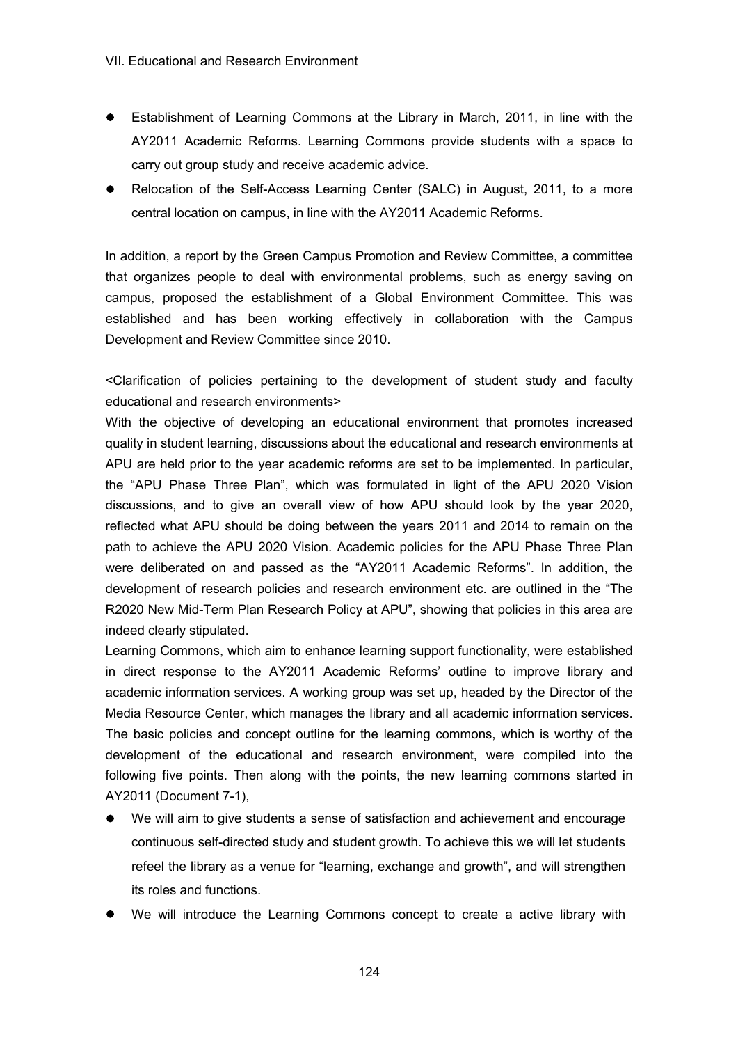- Establishment of Learning Commons at the Library in March, 2011, in line with the AY2011 Academic Reforms. Learning Commons provide students with a space to carry out group study and receive academic advice.
- Relocation of the Self-Access Learning Center (SALC) in August, 2011, to a more central location on campus, in line with the AY2011 Academic Reforms.

In addition, a report by the Green Campus Promotion and Review Committee, a committee that organizes people to deal with environmental problems, such as energy saving on campus, proposed the establishment of a Global Environment Committee. This was established and has been working effectively in collaboration with the Campus Development and Review Committee since 2010.

<Clarification of policies pertaining to the development of student study and faculty educational and research environments>

With the objective of developing an educational environment that promotes increased quality in student learning, discussions about the educational and research environments at APU are held prior to the year academic reforms are set to be implemented. In particular, the "APU Phase Three Plan", which was formulated in light of the APU 2020 Vision discussions, and to give an overall view of how APU should look by the year 2020, reflected what APU should be doing between the years 2011 and 2014 to remain on the path to achieve the APU 2020 Vision. Academic policies for the APU Phase Three Plan were deliberated on and passed as the "AY2011 Academic Reforms". In addition, the development of research policies and research environment etc. are outlined in the "The R2020 New Mid-Term Plan Research Policy at APU", showing that policies in this area are indeed clearly stipulated.

Learning Commons, which aim to enhance learning support functionality, were established in direct response to the AY2011 Academic Reforms' outline to improve library and academic information services. A working group was set up, headed by the Director of the Media Resource Center, which manages the library and all academic information services. The basic policies and concept outline for the learning commons, which is worthy of the development of the educational and research environment, were compiled into the following five points. Then along with the points, the new learning commons started in AY2011 (Document 7-1),

- We will aim to give students a sense of satisfaction and achievement and encourage continuous self-directed study and student growth. To achieve this we will let students refeel the library as a venue for "learning, exchange and growth", and will strengthen its roles and functions.
- We will introduce the Learning Commons concept to create a active library with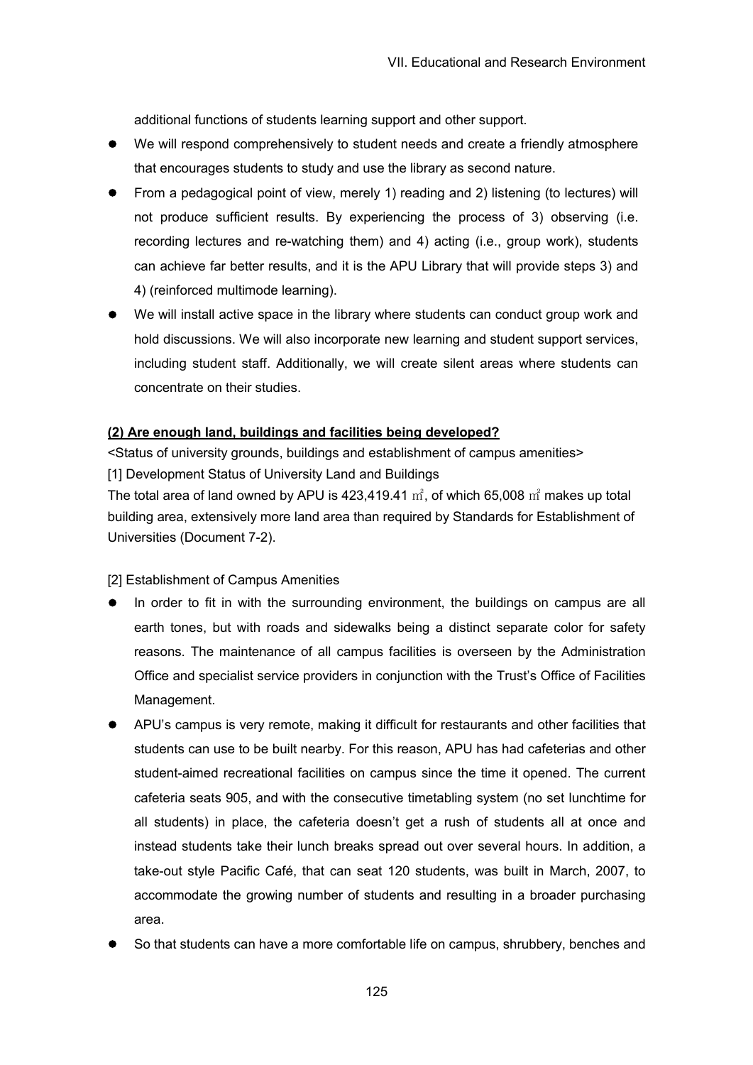additional functions of students learning support and other support.

- We will respond comprehensively to student needs and create a friendly atmosphere that encourages students to study and use the library as second nature.
- From a pedagogical point of view, merely 1) reading and 2) listening (to lectures) will not produce sufficient results. By experiencing the process of 3) observing (i.e. recording lectures and re-watching them) and 4) acting (i.e., group work), students can achieve far better results, and it is the APU Library that will provide steps 3) and 4) (reinforced multimode learning).
- We will install active space in the library where students can conduct group work and hold discussions. We will also incorporate new learning and student support services, including student staff. Additionally, we will create silent areas where students can concentrate on their studies.

**(2) Are enough land, buildings and facilities being developed?**

<Status of university grounds, buildings and establishment of campus amenities>

[1] Development Status of University Land and Buildings

The total area of land owned by APU is 423,419.41 ㎡, of which 65,008 ㎡ makes up total building area, extensively more land area than required by Standards for Establishment of Universities (Document 7-2).

[2] Establishment of Campus Amenities

- In order to fit in with the surrounding environment, the buildings on campus are all earth tones, but with roads and sidewalks being a distinct separate color for safety reasons. The maintenance of all campus facilities is overseen by the Administration Office and specialist service providers in conjunction with the Trust's Office of Facilities Management.
- APU's campus is very remote, making it difficult for restaurants and other facilities that students can use to be built nearby. For this reason, APU has had cafeterias and other student-aimed recreational facilities on campus since the time it opened. The current cafeteria seats 905, and with the consecutive timetabling system (no set lunchtime for all students) in place, the cafeteria doesn't get a rush of students all at once and instead students take their lunch breaks spread out over several hours. In addition, a take-out style Pacific Café, that can seat 120 students, was built in March, 2007, to accommodate the growing number of students and resulting in a broader purchasing area.
- So that students can have a more comfortable life on campus, shrubbery, benches and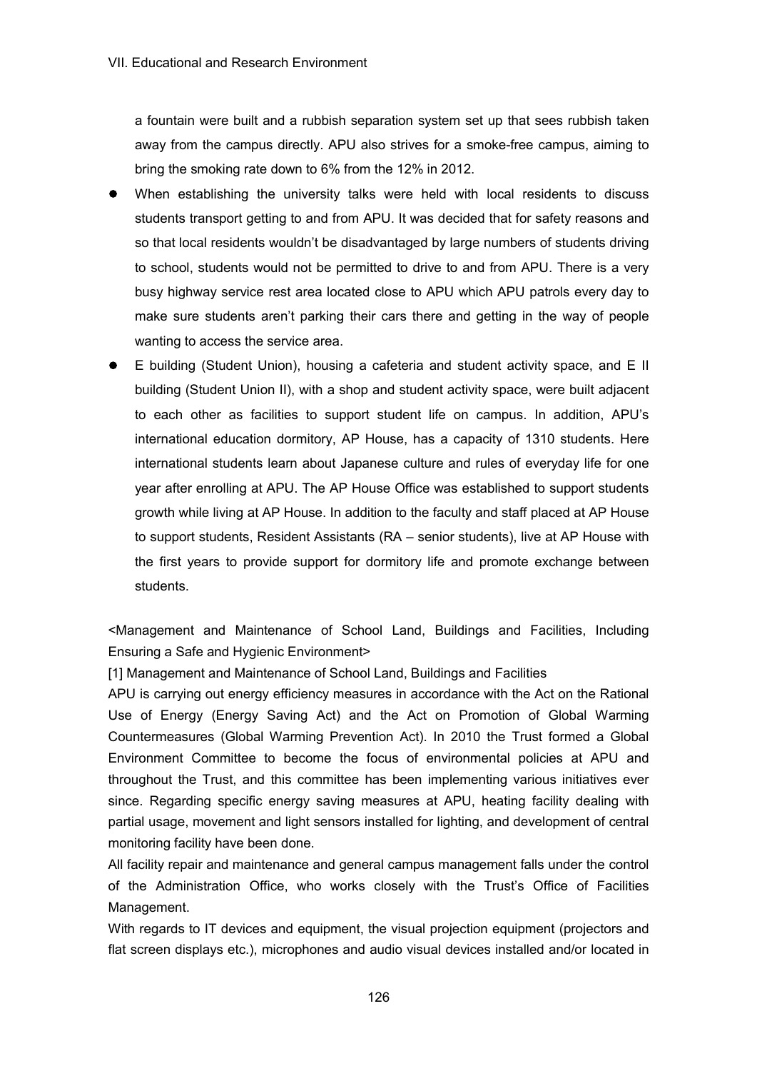a fountain were built and a rubbish separation system set up that sees rubbish taken away from the campus directly. APU also strives for a smoke-free campus, aiming to bring the smoking rate down to 6% from the 12% in 2012.

- When establishing the university talks were held with local residents to discuss students transport getting to and from APU. It was decided that for safety reasons and so that local residents wouldn't be disadvantaged by large numbers of students driving to school, students would not be permitted to drive to and from APU. There is a very busy highway service rest area located close to APU which APU patrols every day to make sure students aren't parking their cars there and getting in the way of people wanting to access the service area.
- E building (Student Union), housing a cafeteria and student activity space, and E II building (Student Union II), with a shop and student activity space, were built adjacent to each other as facilities to support student life on campus. In addition, APU's international education dormitory, AP House, has a capacity of 1310 students. Here international students learn about Japanese culture and rules of everyday life for one year after enrolling at APU. The AP House Office was established to support students growth while living at AP House. In addition to the faculty and staff placed at AP House to support students, Resident Assistants (RA – senior students), live at AP House with the first years to provide support for dormitory life and promote exchange between students.

<Management and Maintenance of School Land, Buildings and Facilities, Including Ensuring a Safe and Hygienic Environment>

[1] Management and Maintenance of School Land, Buildings and Facilities

APU is carrying out energy efficiency measures in accordance with the Act on the Rational Use of Energy (Energy Saving Act) and the Act on Promotion of Global Warming Countermeasures (Global Warming Prevention Act). In 2010 the Trust formed a Global Environment Committee to become the focus of environmental policies at APU and throughout the Trust, and this committee has been implementing various initiatives ever since. Regarding specific energy saving measures at APU, heating facility dealing with partial usage, movement and light sensors installed for lighting, and development of central monitoring facility have been done.

All facility repair and maintenance and general campus management falls under the control of the Administration Office, who works closely with the Trust's Office of Facilities Management.

With regards to IT devices and equipment, the visual projection equipment (projectors and flat screen displays etc.), microphones and audio visual devices installed and/or located in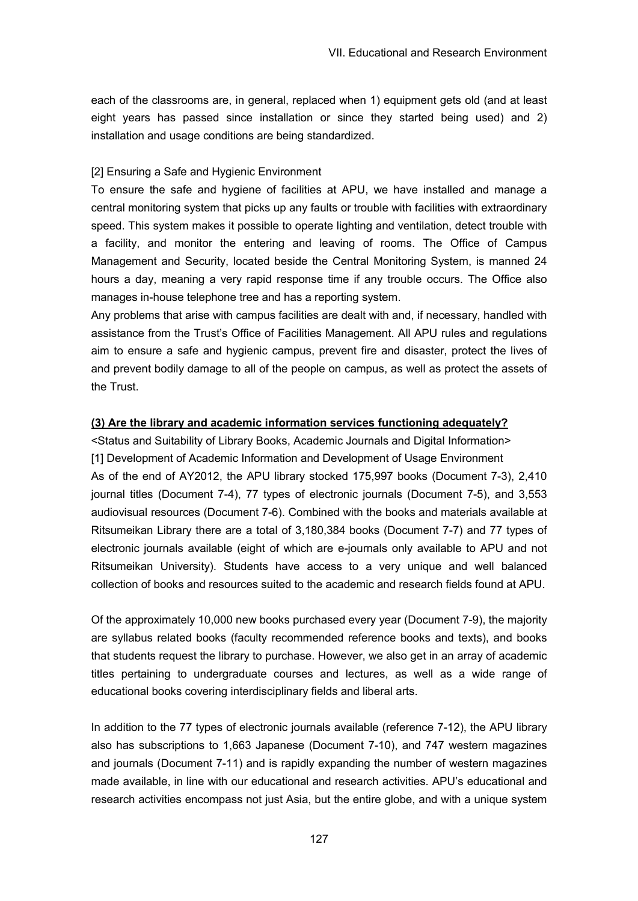each of the classrooms are, in general, replaced when 1) equipment gets old (and at least eight years has passed since installation or since they started being used) and 2) installation and usage conditions are being standardized.

[2] Ensuring a Safe and Hygienic Environment

To ensure the safe and hygiene of facilities at APU, we have installed and manage a central monitoring system that picks up any faults or trouble with facilities with extraordinary speed. This system makes it possible to operate lighting and ventilation, detect trouble with a facility, and monitor the entering and leaving of rooms. The Office of Campus Management and Security, located beside the Central Monitoring System, is manned 24 hours a day, meaning a very rapid response time if any trouble occurs. The Office also manages in-house telephone tree and has a reporting system.

Any problems that arise with campus facilities are dealt with and, if necessary, handled with assistance from the Trust's Office of Facilities Management. All APU rules and regulations aim to ensure a safe and hygienic campus, prevent fire and disaster, protect the lives of and prevent bodily damage to all of the people on campus, as well as protect the assets of the Trust.

**(3) Are the library and academic information services functioning adequately?**

<Status and Suitability of Library Books, Academic Journals and Digital Information>

[1] Development of Academic Information and Development of Usage Environment

As of the end of AY2012, the APU library stocked 175,997 books (Document 7-3), 2,410 journal titles (Document 7-4), 77 types of electronic journals (Document 7-5), and 3,553 audiovisual resources (Document 7-6). Combined with the books and materials available at Ritsumeikan Library there are a total of 3,180,384 books (Document 7-7) and 77 types of electronic journals available (eight of which are e-journals only available to APU and not Ritsumeikan University). Students have access to a very unique and well balanced collection of books and resources suited to the academic and research fields found at APU.

Of the approximately 10,000 new books purchased every year (Document 7-9), the majority are syllabus related books (faculty recommended reference books and texts), and books that students request the library to purchase. However, we also get in an array of academic titles pertaining to undergraduate courses and lectures, as well as a wide range of educational books covering interdisciplinary fields and liberal arts.

In addition to the 77 types of electronic journals available (reference 7-12), the APU library also has subscriptions to 1,663 Japanese (Document 7-10), and 747 western magazines and journals (Document 7-11) and is rapidly expanding the number of western magazines made available, in line with our educational and research activities. APU's educational and research activities encompass not just Asia, but the entire globe, and with a unique system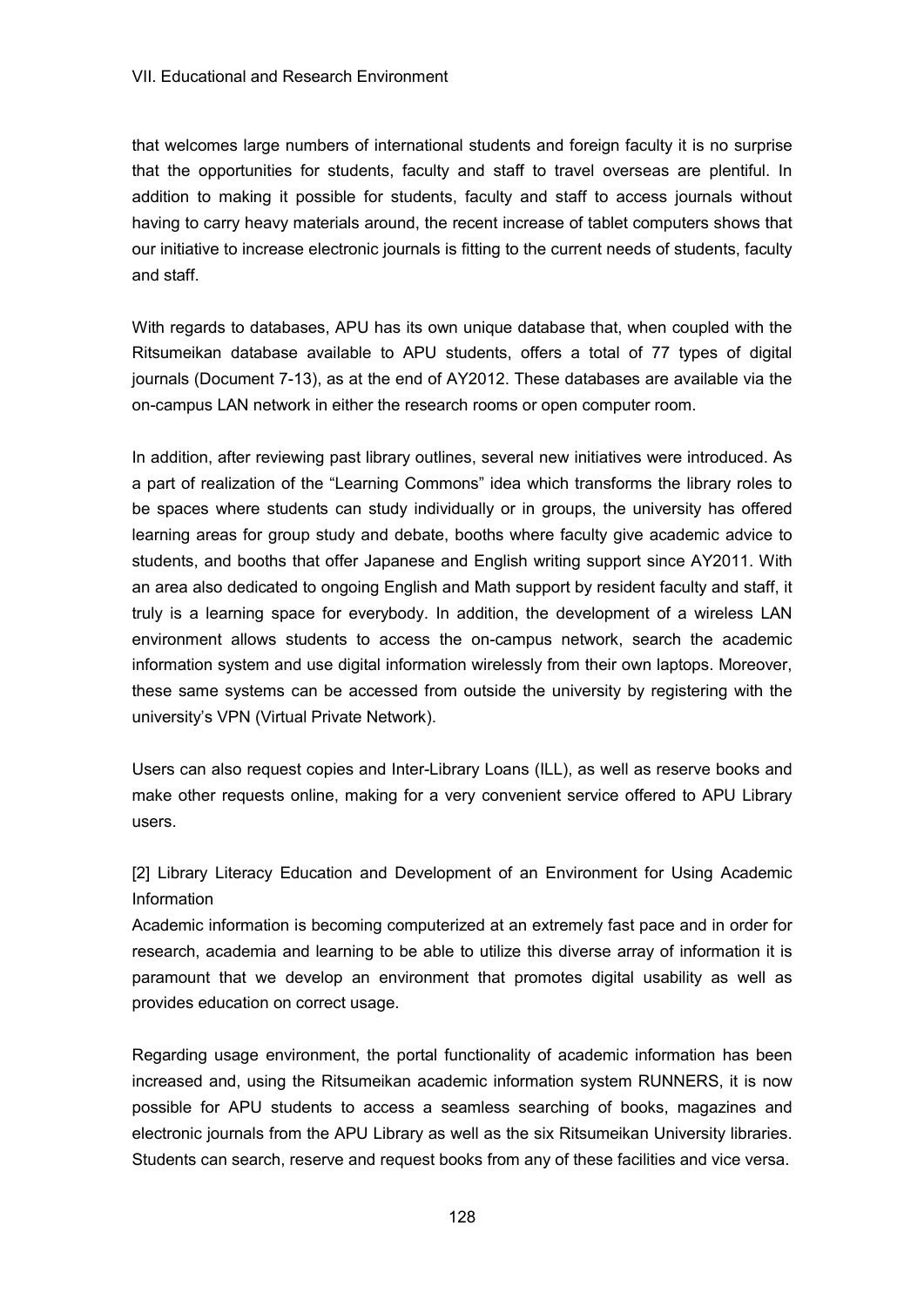that welcomes large numbers of international students and foreign faculty it is no surprise that the opportunities for students, faculty and staff to travel overseas are plentiful. In addition to making it possible for students, faculty and staff to access journals without having to carry heavy materials around, the recent increase of tablet computers shows that our initiative to increase electronic journals is fitting to the current needs of students, faculty and staff.

With regards to databases, APU has its own unique database that, when coupled with the Ritsumeikan database available to APU students, offers a total of 77 types of digital journals (Document 7-13), as at the end of AY2012. These databases are available via the on-campus LAN network in either the research rooms or open computer room.

In addition, after reviewing past library outlines, several new initiatives were introduced. As a part of realization of the "Learning Commons" idea which transforms the library roles to be spaces where students can study individually or in groups, the university has offered learning areas for group study and debate, booths where faculty give academic advice to students, and booths that offer Japanese and English writing support since AY2011. With an area also dedicated to ongoing English and Math support by resident faculty and staff, it truly is a learning space for everybody. In addition, the development of a wireless LAN environment allows students to access the on-campus network, search the academic information system and use digital information wirelessly from their own laptops. Moreover, these same systems can be accessed from outside the university by registering with the university's VPN (Virtual Private Network).

Users can also request copies and Inter-Library Loans (ILL), as well as reserve books and make other requests online, making for a very convenient service offered to APU Library users.

[2] Library Literacy Education and Development of an Environment for Using Academic Information

Academic information is becoming computerized at an extremely fast pace and in order for research, academia and learning to be able to utilize this diverse array of information it is paramount that we develop an environment that promotes digital usability as well as provides education on correct usage.

Regarding usage environment, the portal functionality of academic information has been increased and, using the Ritsumeikan academic information system RUNNERS, it is now possible for APU students to access a seamless searching of books, magazines and electronic journals from the APU Library as well as the six Ritsumeikan University libraries. Students can search, reserve and request books from any of these facilities and vice versa.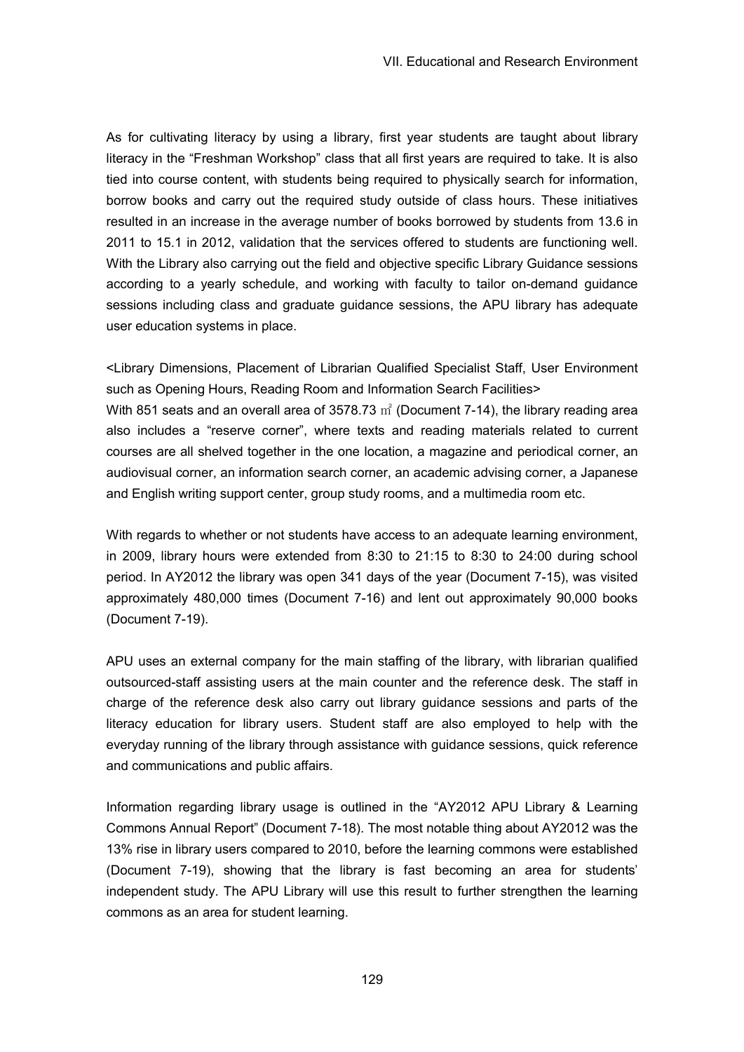As for cultivating literacy by using a library, first year students are taught about library literacy in the "Freshman Workshop" class that all first years are required to take. It is also tied into course content, with students being required to physically search for information, borrow books and carry out the required study outside of class hours. These initiatives resulted in an increase in the average number of books borrowed by students from 13.6 in 2011 to 15.1 in 2012, validation that the services offered to students are functioning well. With the Library also carrying out the field and objective specific Library Guidance sessions according to a yearly schedule, and working with faculty to tailor on-demand guidance sessions including class and graduate guidance sessions, the APU library has adequate user education systems in place.

<Library Dimensions, Placement of Librarian Qualified Specialist Staff, User Environment such as Opening Hours, Reading Room and Information Search Facilities>

With 851 seats and an overall area of 3578.73 ㎡ (Document 7-14), the library reading area also includes a "reserve corner", where texts and reading materials related to current courses are all shelved together in the one location, a magazine and periodical corner, an audiovisual corner, an information search corner, an academic advising corner, a Japanese and English writing support center, group study rooms, and a multimedia room etc.

With regards to whether or not students have access to an adequate learning environment, in 2009, library hours were extended from 8:30 to 21:15 to 8:30 to 24:00 during school period. In AY2012 the library was open 341 days of the year (Document 7-15), was visited approximately 480,000 times (Document 7-16) and lent out approximately 90,000 books (Document 7-19).

APU uses an external company for the main staffing of the library, with librarian qualified outsourced-staff assisting users at the main counter and the reference desk. The staff in charge of the reference desk also carry out library guidance sessions and parts of the literacy education for library users. Student staff are also employed to help with the everyday running of the library through assistance with guidance sessions, quick reference and communications and public affairs.

Information regarding library usage is outlined in the "AY2012 APU Library & Learning Commons Annual Report" (Document 7-18). The most notable thing about AY2012 was the 13% rise in library users compared to 2010, before the learning commons were established (Document 7-19), showing that the library is fast becoming an area for students' independent study. The APU Library will use this result to further strengthen the learning commons as an area for student learning.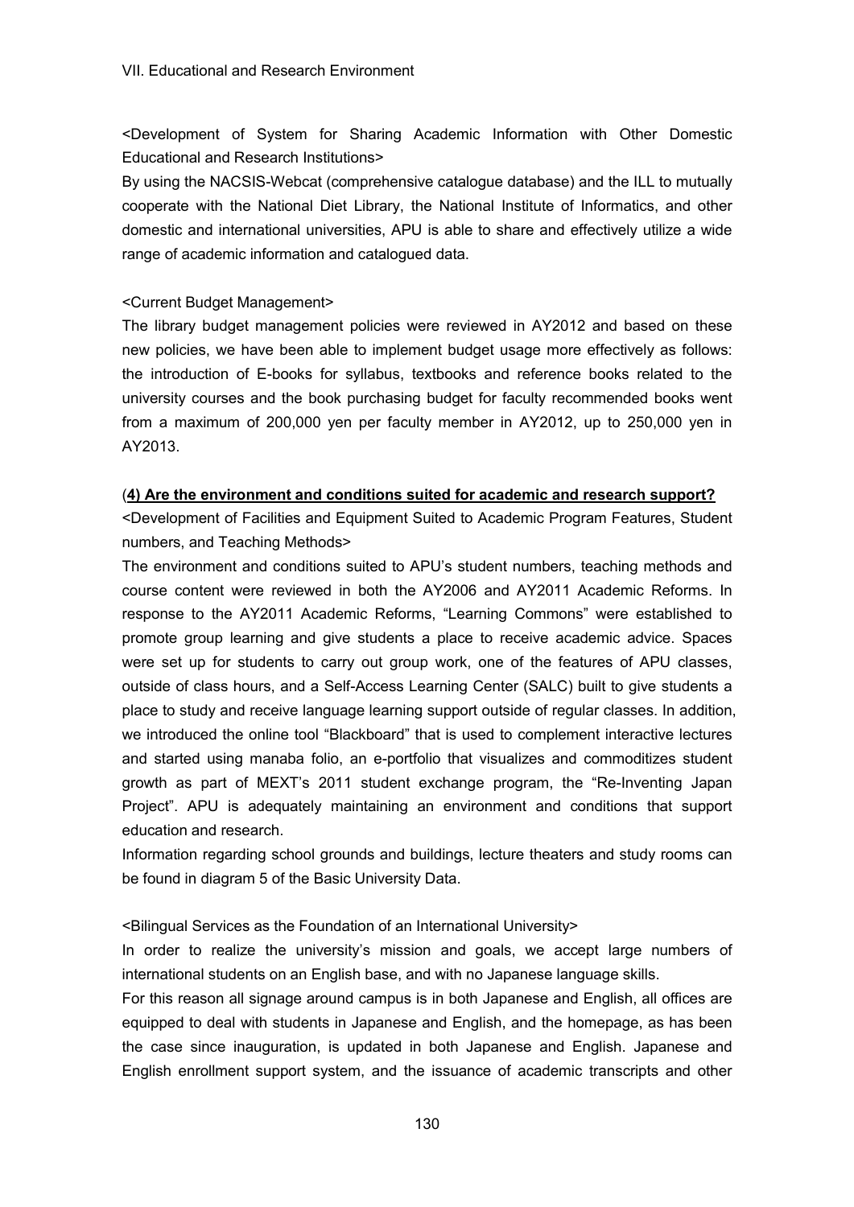VII. Educational and Research Environment

<Development of System for Sharing Academic Information with Other Domestic Educational and Research Institutions>

By using the NACSIS-Webcat (comprehensive catalogue database) and the ILL to mutually cooperate with the National Diet Library, the National Institute of Informatics, and other domestic and international universities, APU is able to share and effectively utilize a wide range of academic information and catalogued data.

<Current Budget Management>

The library budget management policies were reviewed in AY2012 and based on these new policies, we have been able to implement budget usage more effectively as follows: the introduction of E-books for syllabus, textbooks and reference books related to the university courses and the book purchasing budget for faculty recommended books went from a maximum of 200,000 yen per faculty member in AY2012, up to 250,000 yen in AY2013.

(**<u>4) Are the environment and conditions suited for academic and research support?</u>**

<Development of Facilities and Equipment Suited to Academic Program Features, Student numbers, and Teaching Methods>

The environment and conditions suited to APU's student numbers, teaching methods and course content were reviewed in both the AY2006 and AY2011 Academic Reforms. In response to the AY2011 Academic Reforms, "Learning Commons" were established to promote group learning and give students a place to receive academic advice. Spaces were set up for students to carry out group work, one of the features of APU classes, outside of class hours, and a Self-Access Learning Center (SALC) built to give students a place to study and receive language learning support outside of regular classes. In addition, we introduced the online tool "Blackboard" that is used to complement interactive lectures and started using manaba folio, an e-portfolio that visualizes and commoditizes student growth as part of MEXT's 2011 student exchange program, the "Re-Inventing Japan Project". APU is adequately maintaining an environment and conditions that support education and research.

Information regarding school grounds and buildings, lecture theaters and study rooms can be found in diagram 5 of the Basic University Data.

<Bilingual Services as the Foundation of an International University>

In order to realize the university's mission and goals, we accept large numbers of international students on an English base, and with no Japanese language skills.

For this reason all signage around campus is in both Japanese and English, all offices are equipped to deal with students in Japanese and English, and the homepage, as has been the case since inauguration, is updated in both Japanese and English. Japanese and English enrollment support system, and the issuance of academic transcripts and other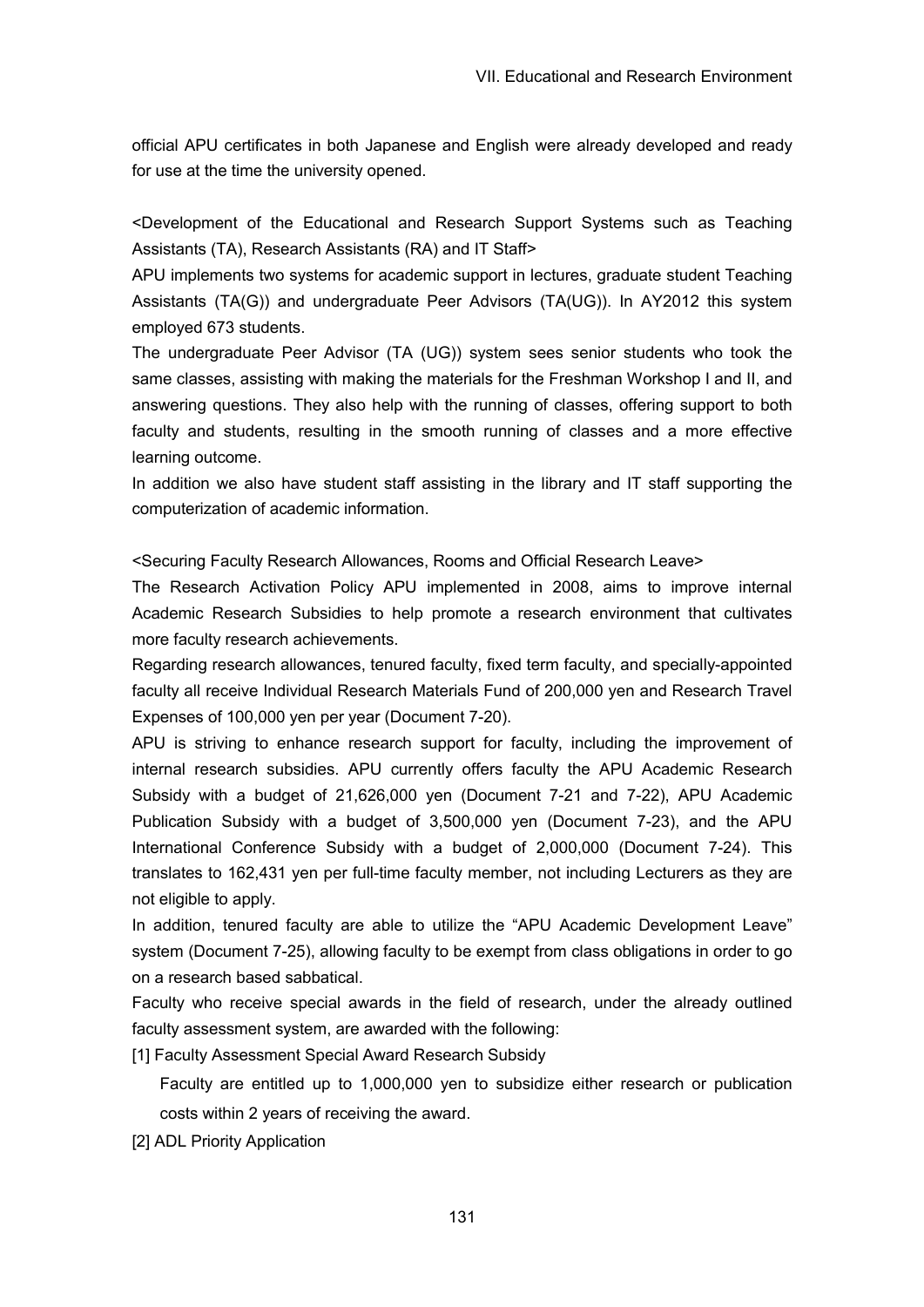official APU certificates in both Japanese and English were already developed and ready for use at the time the university opened.

<Development of the Educational and Research Support Systems such as Teaching Assistants (TA), Research Assistants (RA) and IT Staff>

APU implements two systems for academic support in lectures, graduate student Teaching Assistants (TA(G)) and undergraduate Peer Advisors (TA(UG)). In AY2012 this system employed 673 students.

The undergraduate Peer Advisor (TA (UG)) system sees senior students who took the same classes, assisting with making the materials for the Freshman Workshop I and II, and answering questions. They also help with the running of classes, offering support to both faculty and students, resulting in the smooth running of classes and a more effective learning outcome.

In addition we also have student staff assisting in the library and IT staff supporting the computerization of academic information.

<Securing Faculty Research Allowances, Rooms and Official Research Leave>

The Research Activation Policy APU implemented in 2008, aims to improve internal Academic Research Subsidies to help promote a research environment that cultivates more faculty research achievements.

Regarding research allowances, tenured faculty, fixed term faculty, and specially-appointed faculty all receive Individual Research Materials Fund of 200,000 yen and Research Travel Expenses of 100,000 yen per year (Document 7-20).

APU is striving to enhance research support for faculty, including the improvement of internal research subsidies. APU currently offers faculty the APU Academic Research Subsidy with a budget of 21,626,000 yen (Document 7-21 and 7-22), APU Academic Publication Subsidy with a budget of 3,500,000 yen (Document 7-23), and the APU International Conference Subsidy with a budget of 2,000,000 (Document 7-24). This translates to 162,431 yen per full-time faculty member, not including Lecturers as they are not eligible to apply.

In addition, tenured faculty are able to utilize the "APU Academic Development Leave" system (Document 7-25), allowing faculty to be exempt from class obligations in order to go on a research based sabbatical.

Faculty who receive special awards in the field of research, under the already outlined faculty assessment system, are awarded with the following:

[1] Faculty Assessment Special Award Research Subsidy

Faculty are entitled up to 1,000,000 yen to subsidize either research or publication costs within 2 years of receiving the award.

[2] ADL Priority Application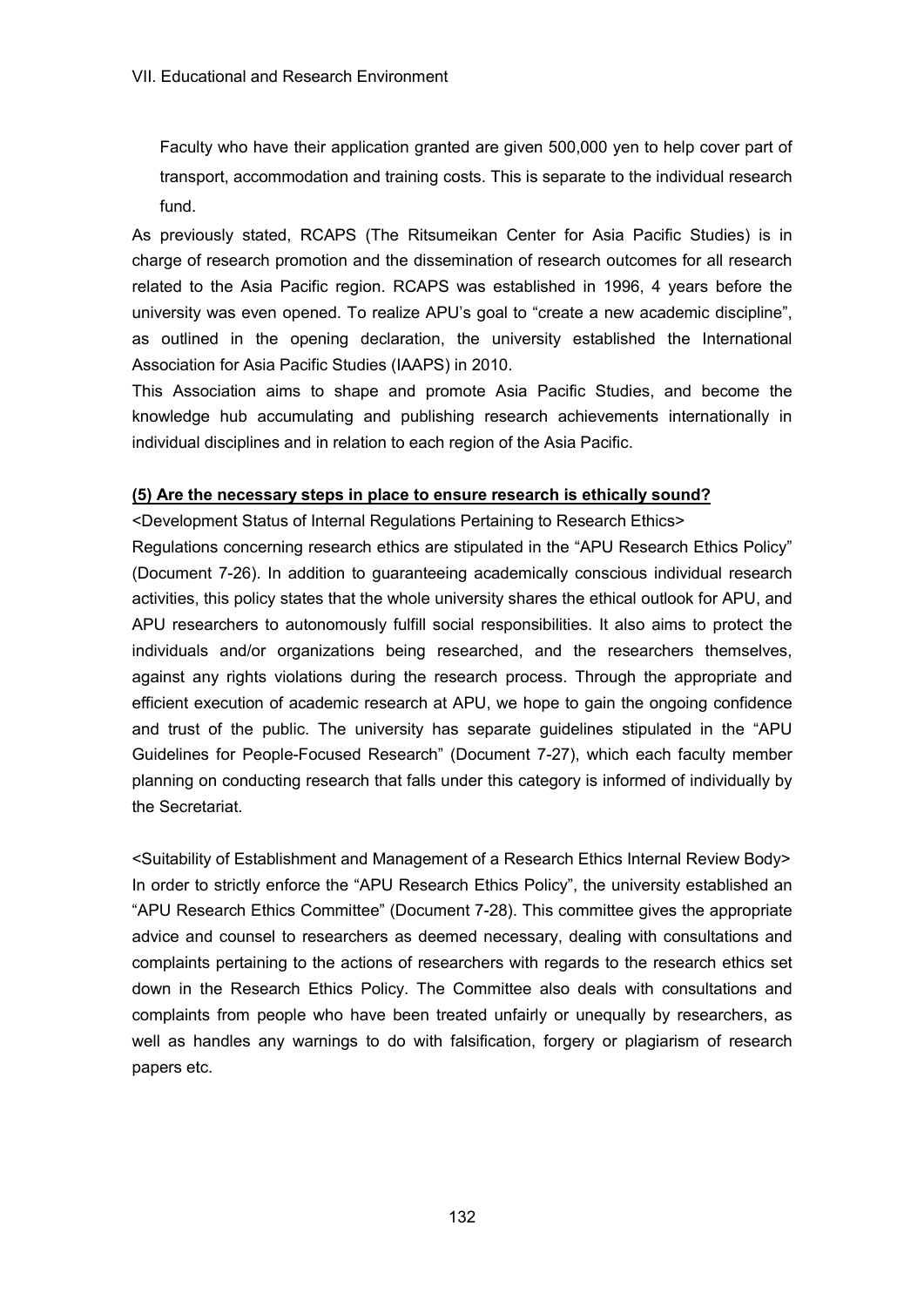Faculty who have their application granted are given 500,000 yen to help cover part of transport, accommodation and training costs. This is separate to the individual research fund.

As previously stated, RCAPS (The Ritsumeikan Center for Asia Pacific Studies) is in charge of research promotion and the dissemination of research outcomes for all research related to the Asia Pacific region. RCAPS was established in 1996, 4 years before the university was even opened. To realize APU's goal to "create a new academic discipline", as outlined in the opening declaration, the university established the International Association for Asia Pacific Studies (IAAPS) in 2010.

This Association aims to shape and promote Asia Pacific Studies, and become the knowledge hub accumulating and publishing research achievements internationally in individual disciplines and in relation to each region of the Asia Pacific.

**(5) Are the necessary steps in place to ensure research is ethically sound?**

<Development Status of Internal Regulations Pertaining to Research Ethics>

Regulations concerning research ethics are stipulated in the "APU Research Ethics Policy" (Document 7-26). In addition to guaranteeing academically conscious individual research activities, this policy states that the whole university shares the ethical outlook for APU, and APU researchers to autonomously fulfill social responsibilities. It also aims to protect the individuals and/or organizations being researched, and the researchers themselves, against any rights violations during the research process. Through the appropriate and efficient execution of academic research at APU, we hope to gain the ongoing confidence and trust of the public. The university has separate guidelines stipulated in the "APU Guidelines for People-Focused Research" (Document 7-27), which each faculty member planning on conducting research that falls under this category is informed of individually by the Secretariat.

<Suitability of Establishment and Management of a Research Ethics Internal Review Body>

In order to strictly enforce the "APU Research Ethics Policy", the university established an "APU Research Ethics Committee" (Document 7-28). This committee gives the appropriate advice and counsel to researchers as deemed necessary, dealing with consultations and complaints pertaining to the actions of researchers with regards to the research ethics set down in the Research Ethics Policy. The Committee also deals with consultations and complaints from people who have been treated unfairly or unequally by researchers, as well as handles any warnings to do with falsification, forgery or plagiarism of research papers etc.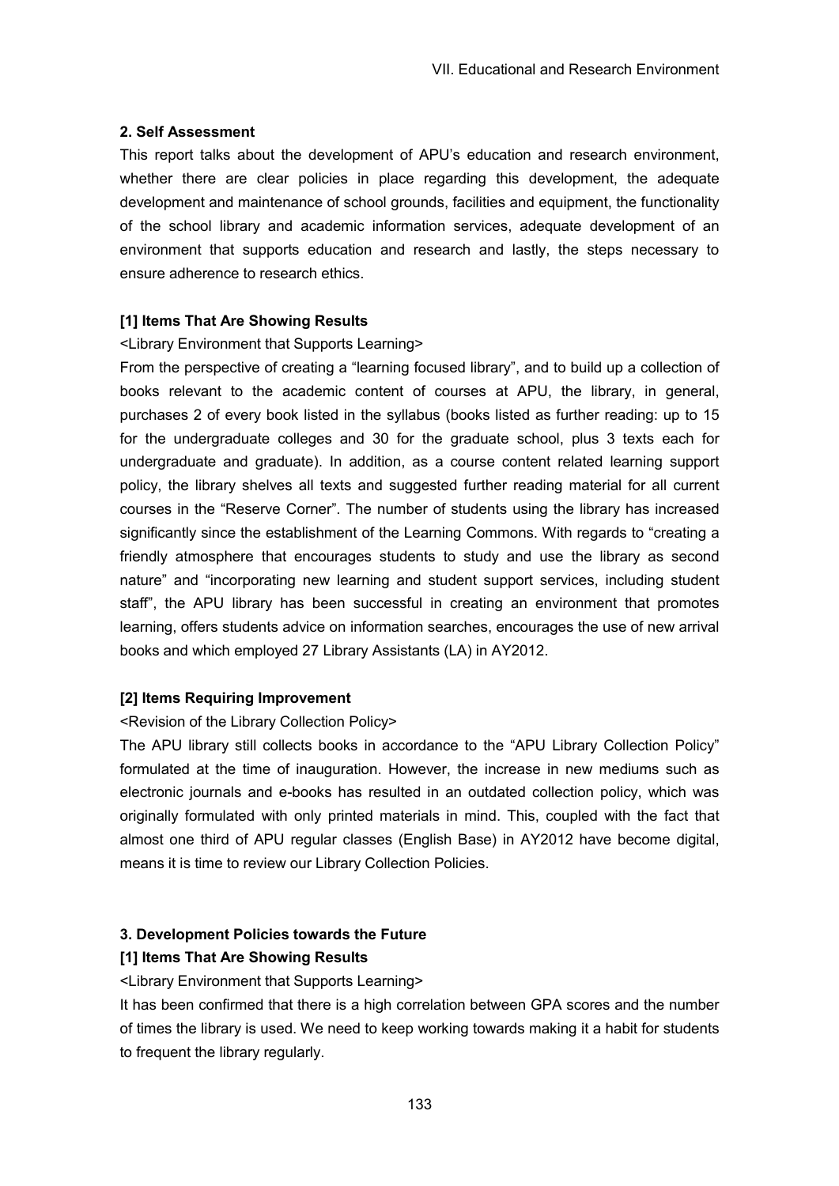## 2. Self Assessment

This report talks about the development of APU's education and research environment, whether there are clear policies in place regarding this development, the adequate development and maintenance of school grounds, facilities and equipment, the functionality of the school library and academic information services, adequate development of an environment that supports education and research and lastly, the steps necessary to ensure adherence to research ethics.

### [1] Items That Are Showing Results

<Library Environment that Supports Learning>

From the perspective of creating a "learning focused library", and to build up a collection of books relevant to the academic content of courses at APU, the library, in general, purchases 2 of every book listed in the syllabus (books listed as further reading: up to 15 for the undergraduate colleges and 30 for the graduate school, plus 3 texts each for undergraduate and graduate). In addition, as a course content related learning support policy, the library shelves all texts and suggested further reading material for all current courses in the "Reserve Corner". The number of students using the library has increased significantly since the establishment of the Learning Commons. With regards to "creating a friendly atmosphere that encourages students to study and use the library as second nature" and "incorporating new learning and student support services, including student staff", the APU library has been successful in creating an environment that promotes learning, offers students advice on information searches, encourages the use of new arrival books and which employed 27 Library Assistants (LA) in AY2012.

### [2] Items Requiring Improvement

<Revision of the Library Collection Policy>

The APU library still collects books in accordance to the "APU Library Collection Policy" formulated at the time of inauguration. However, the increase in new mediums such as electronic journals and e-books has resulted in an outdated collection policy, which was originally formulated with only printed materials in mind. This, coupled with the fact that almost one third of APU regular classes (English Base) in AY2012 have become digital, means it is time to review our Library Collection Policies.

## 3. Development Policies towards the Future

### [1] Items That Are Showing Results

<Library Environment that Supports Learning>

It has been confirmed that there is a high correlation between GPA scores and the number of times the library is used. We need to keep working towards making it a habit for students to frequent the library regularly.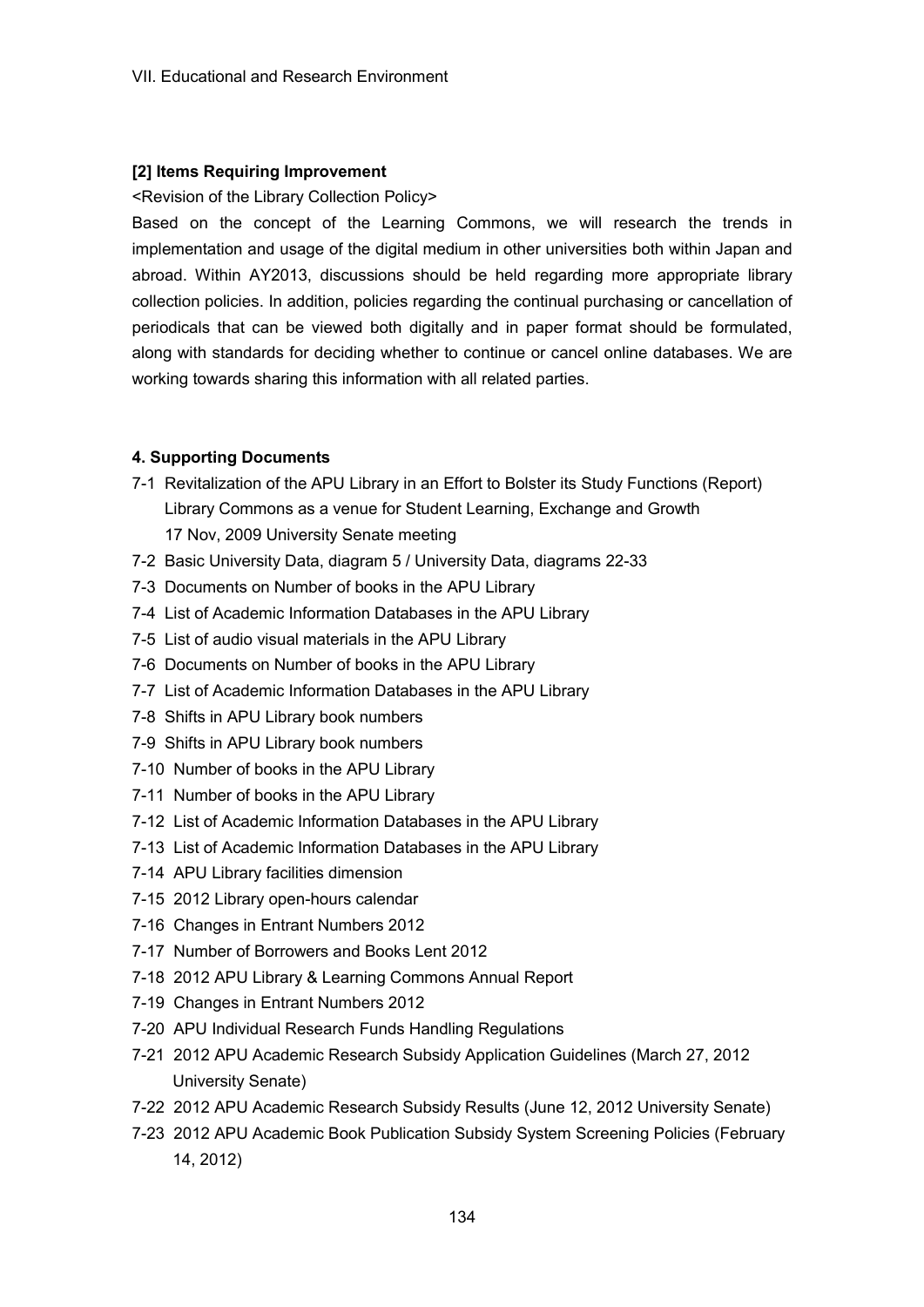### [2] Items Requiring Improvement

<Revision of the Library Collection Policy>

Based on the concept of the Learning Commons, we will research the trends in implementation and usage of the digital medium in other universities both within Japan and abroad. Within AY2013, discussions should be held regarding more appropriate library collection policies. In addition, policies regarding the continual purchasing or cancellation of periodicals that can be viewed both digitally and in paper format should be formulated, along with standards for deciding whether to continue or cancel online databases. We are working towards sharing this information with all related parties.

### 4. Supporting Documents

- 7-1 Revitalization of the APU Library in an Effort to Bolster its Study Functions (Report) Library Commons as a venue for Student Learning, Exchange and Growth 17 Nov, 2009 University Senate meeting
- 7-2 Basic University Data, diagram 5 / University Data, diagrams 22-33
- 7-3 Documents on Number of books in the APU Library
- 7-4 List of Academic Information Databases in the APU Library
- 7-5 List of audio visual materials in the APU Library
- 7-6 Documents on Number of books in the APU Library
- 7-7 List of Academic Information Databases in the APU Library
- 7-8 Shifts in APU Library book numbers
- 7-9 Shifts in APU Library book numbers
- 7-10 Number of books in the APU Library
- 7-11 Number of books in the APU Library
- 7-12 List of Academic Information Databases in the APU Library
- 7-13 List of Academic Information Databases in the APU Library
- 7-14 APU Library facilities dimension
- 7-15 2012 Library open-hours calendar
- 7-16 Changes in Entrant Numbers 2012
- 7-17 Number of Borrowers and Books Lent 2012
- 7-18 2012 APU Library & Learning Commons Annual Report
- 7-19 Changes in Entrant Numbers 2012
- 7-20 APU Individual Research Funds Handling Regulations
- 7-21 2012 APU Academic Research Subsidy Application Guidelines (March 27, 2012 University Senate)
- 7-22 2012 APU Academic Research Subsidy Results (June 12, 2012 University Senate)
- 7-23 2012 APU Academic Book Publication Subsidy System Screening Policies (February 14, 2012)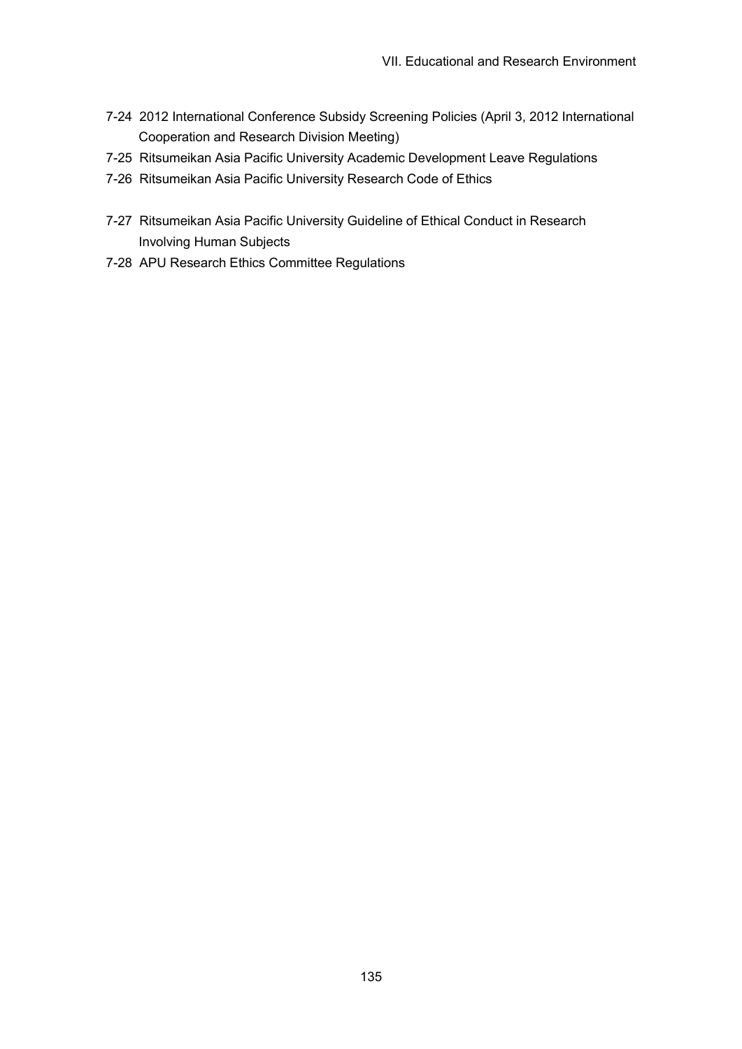- 7-24 2012 International Conference Subsidy Screening Policies (April 3, 2012 International Cooperation and Research Division Meeting)
- 7-25 Ritsumeikan Asia Pacific University Academic Development Leave Regulations
- 7-26 Ritsumeikan Asia Pacific University Research Code of Ethics
- 7-27 Ritsumeikan Asia Pacific University Guideline of Ethical Conduct in Research Involving Human Subjects
- 7-28 APU Research Ethics Committee Regulations